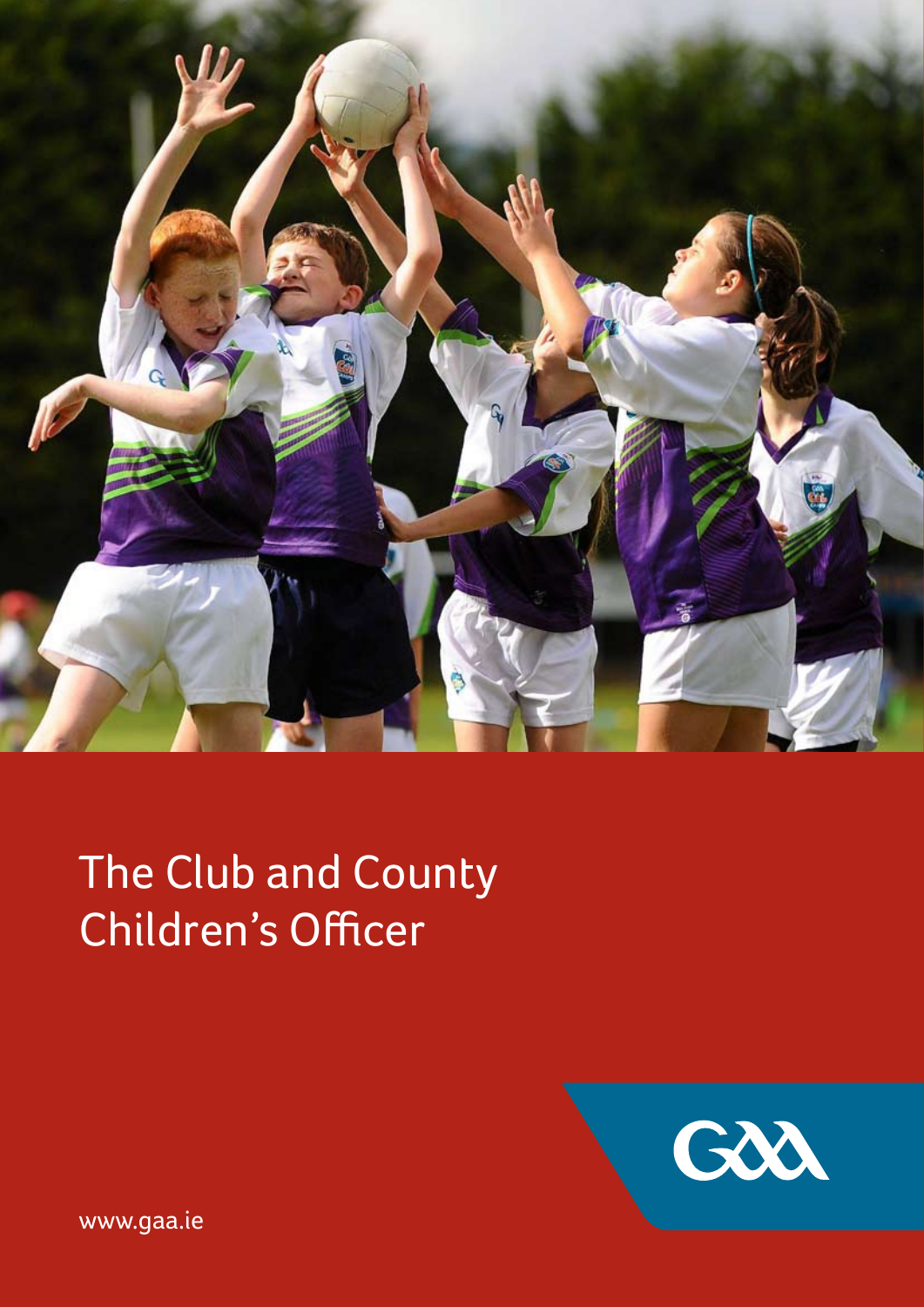# The Club and County Children's Officer

www.gaa.ie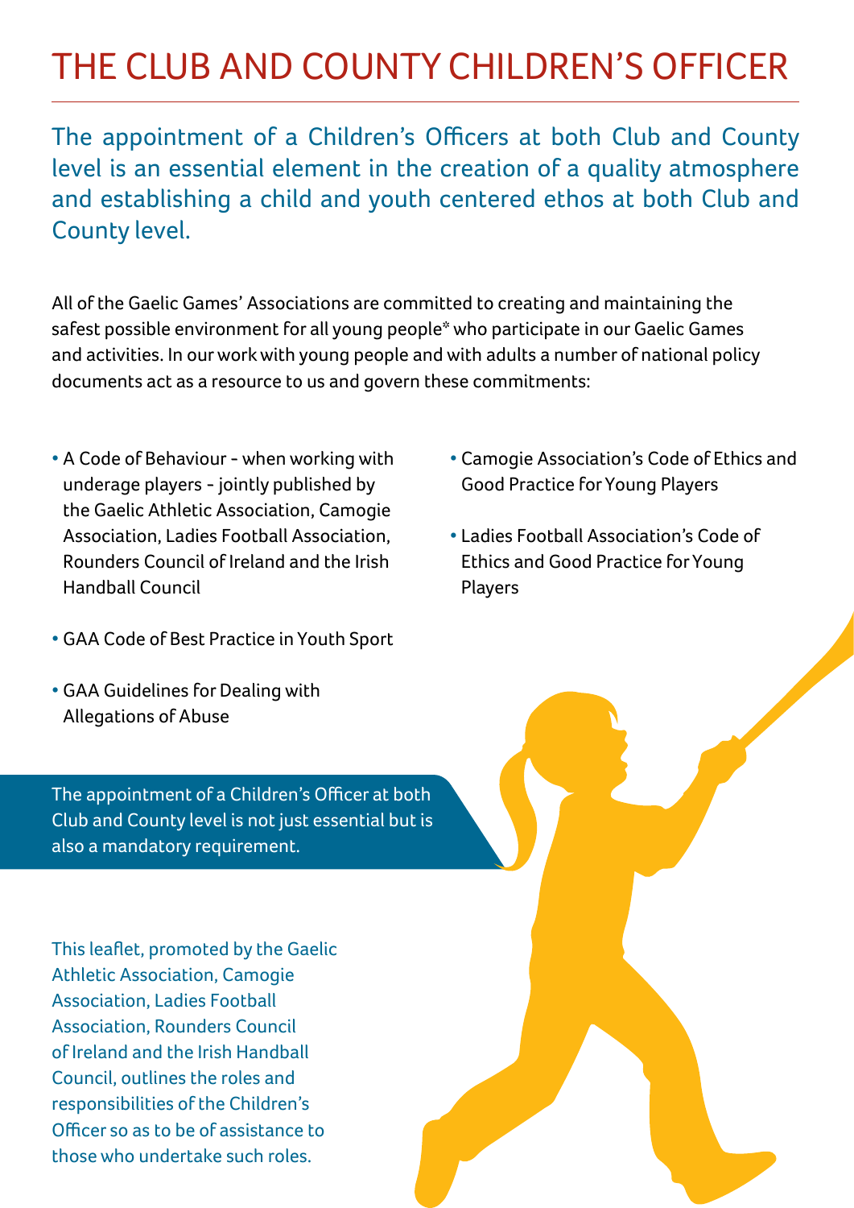# THE CLUB AND COUNTY CHILDREN'S OFFICER

The appointment of a Children's Officers at both Club and County level is an essential element in the creation of a quality atmosphere and establishing a child and youth centered ethos at both Club and County level.

All of the Gaelic Games' Associations are committed to creating and maintaining the safest possible environment for all young people* who participate in our Gaelic Games and activities. In our work with young people and with adults a number of national policy documents act as a resource to us and govern these commitments:

- A Code of Behaviour - when working with underage players - jointly published by the Gaelic Athletic Association, Camogie Association, Ladies Football Association, Rounders Council of Ireland and the Irish Handball Council
- GAA Code of Best Practice in Youth Sport
- GAA Guidelines for Dealing with Allegations of Abuse
- Camogie Association's Code of Ethics and Good Practice for Young Players
- Ladies Football Association's Code of Ethics and Good Practice for Young Players

The appointment of a Children's Officer at both Club and County level is not just essential but is also a mandatory requirement.

This leaflet, promoted by the Gaelic Athletic Association, Camogie Association, Ladies Football Association, Rounders Council of Ireland and the Irish Handball Council, outlines the roles and responsibilities of the Children's Officer so as to be of assistance to those who undertake such roles.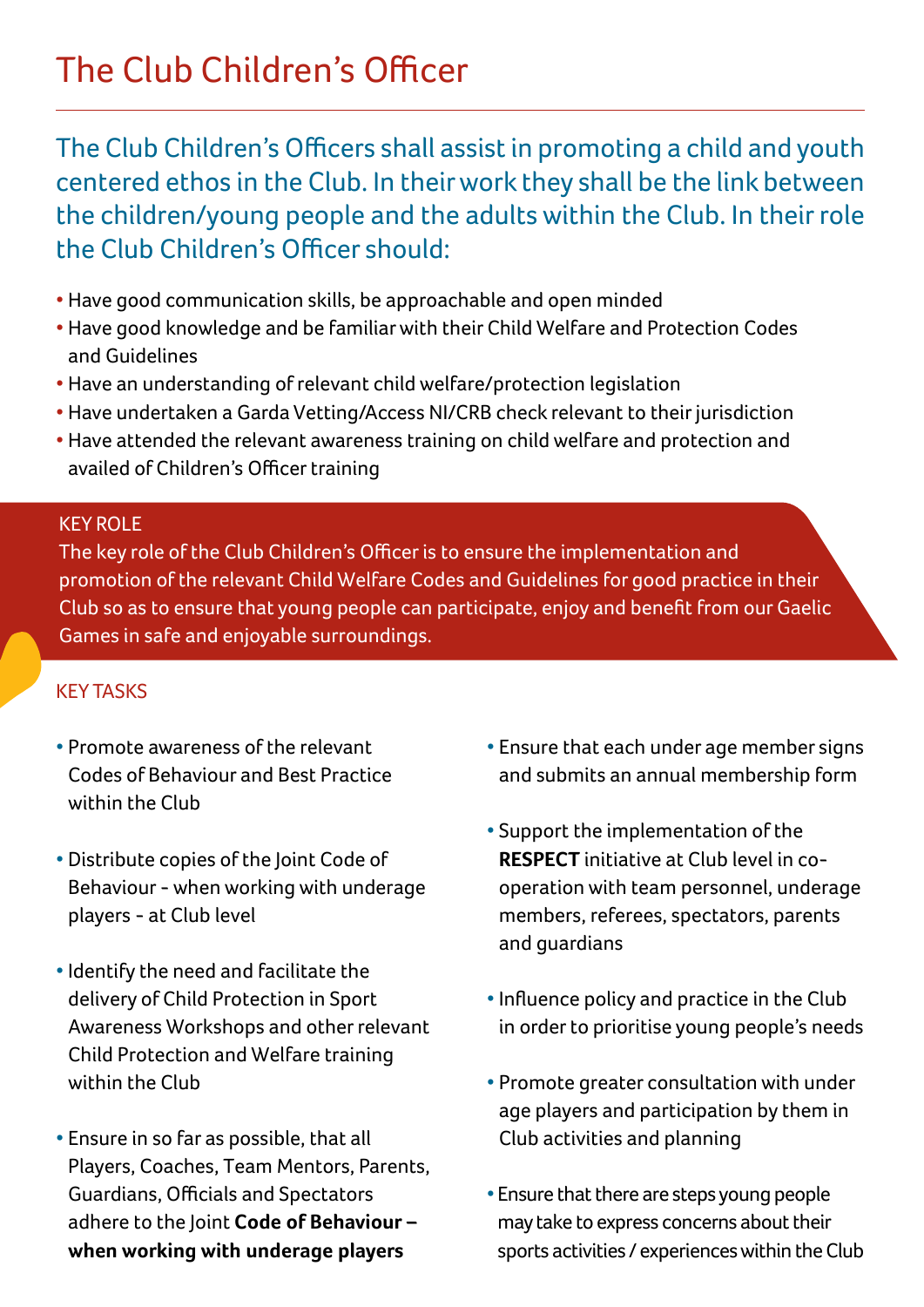# The Club Children's Officer

The Club Children's Officers shall assist in promoting a child and youth centered ethos in the Club. In their work they shall be the link between the children/young people and the adults within the Club. In their role the Club Children's Officer should:

- Have good communication skills, be approachable and open minded
- Have good knowledge and be familiar with their Child Welfare and Protection Codes and Guidelines
- Have an understanding of relevant child welfare/protection legislation
- Have undertaken a Garda Vetting/Access NI/CRB check relevant to their jurisdiction
- Have attended the relevant awareness training on child welfare and protection and availed of Children's Officer training

## KEY ROLE

The key role of the Club Children's Officer is to ensure the implementation and promotion of the relevant Child Welfare Codes and Guidelines for good practice in their Club so as to ensure that young people can participate, enjoy and benefit from our Gaelic Games in safe and enjoyable surroundings.

## KEY TASKS

- Promote awareness of the relevant Codes of Behaviour and Best Practice within the Club
- Distribute copies of the Joint Code of Behaviour - when working with underage players - at Club level
- Identify the need and facilitate the delivery of Child Protection in Sport Awareness Workshops and other relevant Child Protection and Welfare training within the Club
- Ensure in so far as possible, that all Players, Coaches, Team Mentors, Parents, Guardians, Officials and Spectators adhere to the Joint **Code of Behaviour – when working with underage players**
- Ensure that each under age member signs and submits an annual membership form
- Support the implementation of the **RESPECT** initiative at Club level in co-operation with team personnel, underage members, referees, spectators, parents and guardians
- Influence policy and practice in the Club in order to prioritise young people's needs
- Promote greater consultation with under age players and participation by them in Club activities and planning
- Ensure that there are steps young people may take to express concerns about their sports activities / experiences within the Club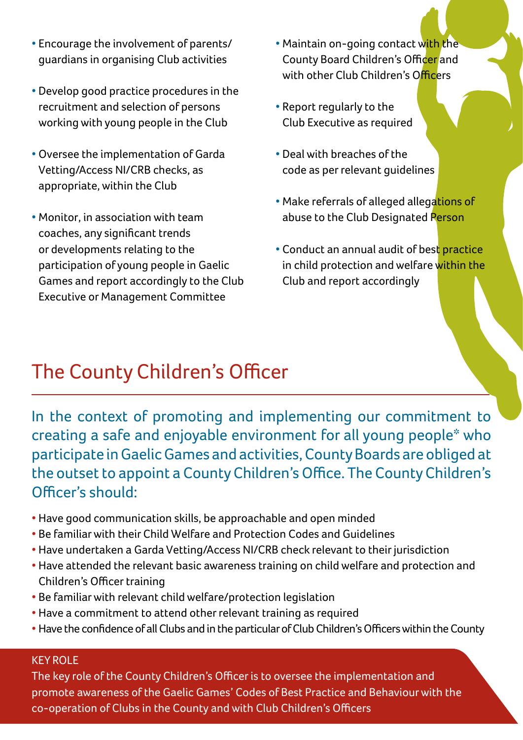- Encourage the involvement of parents/ guardians in organising Club activities
- Develop good practice procedures in the recruitment and selection of persons working with young people in the Club
- Oversee the implementation of Garda Vetting/Access NI/CRB checks, as appropriate, within the Club
- Monitor, in association with team coaches, any significant trends or developments relating to the participation of young people in Gaelic Games and report accordingly to the Club Executive or Management Committee
- Maintain on-going contact with the County Board Children's Officer and with other Club Children's Officers
- Report regularly to the Club Executive as required
- Deal with breaches of the code as per relevant guidelines
- Make referrals of alleged allegations of abuse to the Club Designated Person
- Conduct an annual audit of best practice in child protection and welfare within the Club and report accordingly

## The County Children's Officer

In the context of promoting and implementing our commitment to creating a safe and enjoyable environment for all young people* who participate in Gaelic Games and activities, County Boards are obliged at the outset to appoint a County Children's Office. The County Children's Officer's should:

- Have good communication skills, be approachable and open minded
- Be familiar with their Child Welfare and Protection Codes and Guidelines
- Have undertaken a Garda Vetting/Access NI/CRB check relevant to their jurisdiction
- Have attended the relevant basic awareness training on child welfare and protection and Children's Officer training
- Be familiar with relevant child welfare/protection legislation
- Have a commitment to attend other relevant training as required
- Have the confidence of all Clubs and in the particular of Club Children's Officers within the County

KEY ROLE

The key role of the County Children's Officer is to oversee the implementation and promote awareness of the Gaelic Games' Codes of Best Practice and Behaviour with the co-operation of Clubs in the County and with Club Children's Officers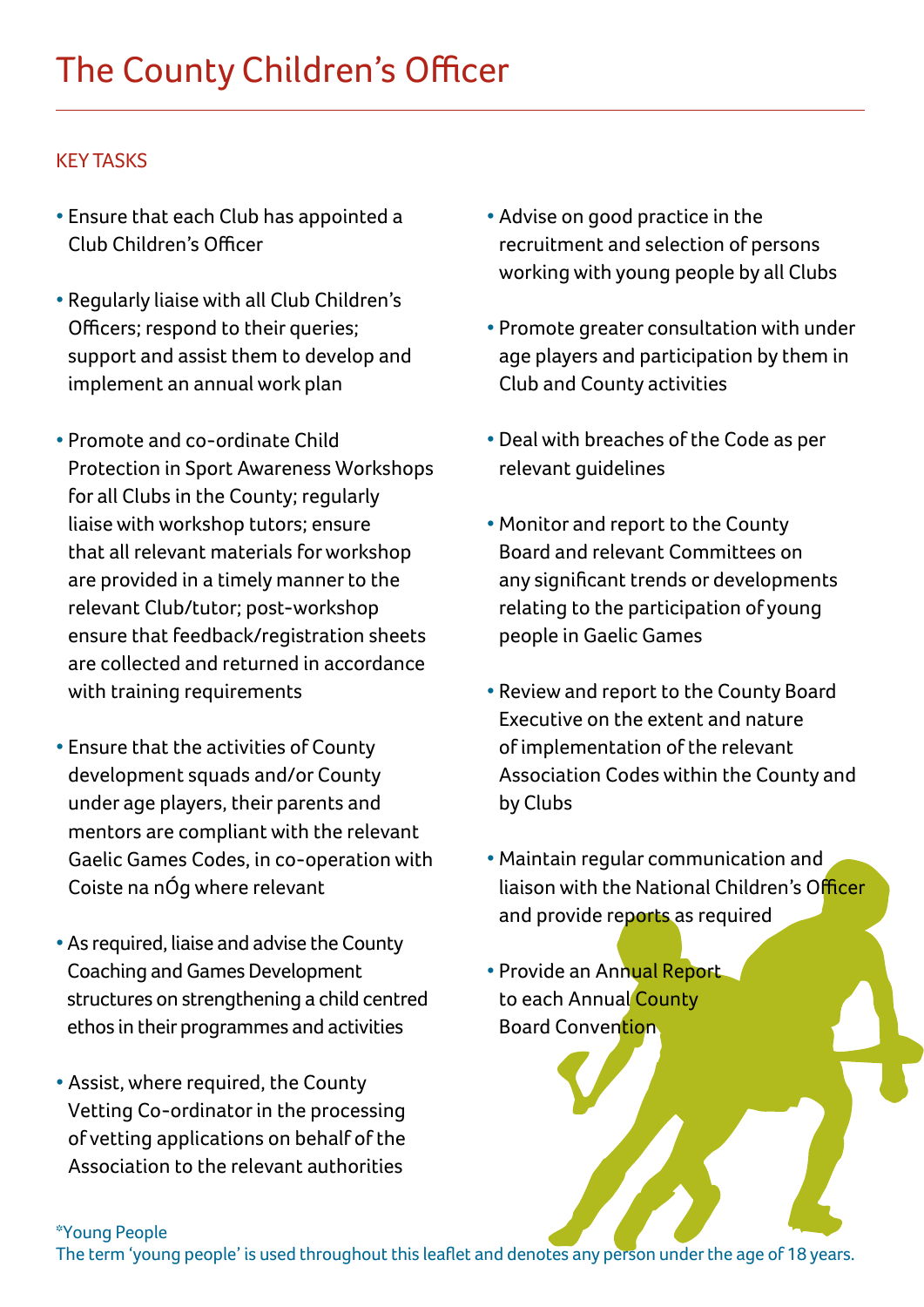# The County Children's Officer

## KEY TASKS

- Ensure that each Club has appointed a Club Children's Officer
- Regularly liaise with all Club Children's Officers; respond to their queries; support and assist them to develop and implement an annual work plan
- Promote and co-ordinate Child Protection in Sport Awareness Workshops for all Clubs in the County; regularly liaise with workshop tutors; ensure that all relevant materials for workshop are provided in a timely manner to the relevant Club/tutor; post-workshop ensure that feedback/registration sheets are collected and returned in accordance with training requirements
- Ensure that the activities of County development squads and/or County under age players, their parents and mentors are compliant with the relevant Gaelic Games Codes, in co-operation with Coiste na nÓg where relevant
- As required, liaise and advise the County Coaching and Games Development structures on strengthening a child centred ethos in their programmes and activities
- Assist, where required, the County Vetting Co-ordinator in the processing of vetting applications on behalf of the Association to the relevant authorities
- Advise on good practice in the recruitment and selection of persons working with young people by all Clubs
- Promote greater consultation with under age players and participation by them in Club and County activities
- Deal with breaches of the Code as per relevant guidelines
- Monitor and report to the County Board and relevant Committees on any significant trends or developments relating to the participation of young people in Gaelic Games
- Review and report to the County Board Executive on the extent and nature of implementation of the relevant Association Codes within the County and by Clubs
- Maintain regular communication and liaison with the National Children's Officer and provide reports as required
- Provide an Annual Report to each Annual County Board Convention

*Young People
The term 'young people' is used throughout this leaflet and denotes any person under the age of 18 years.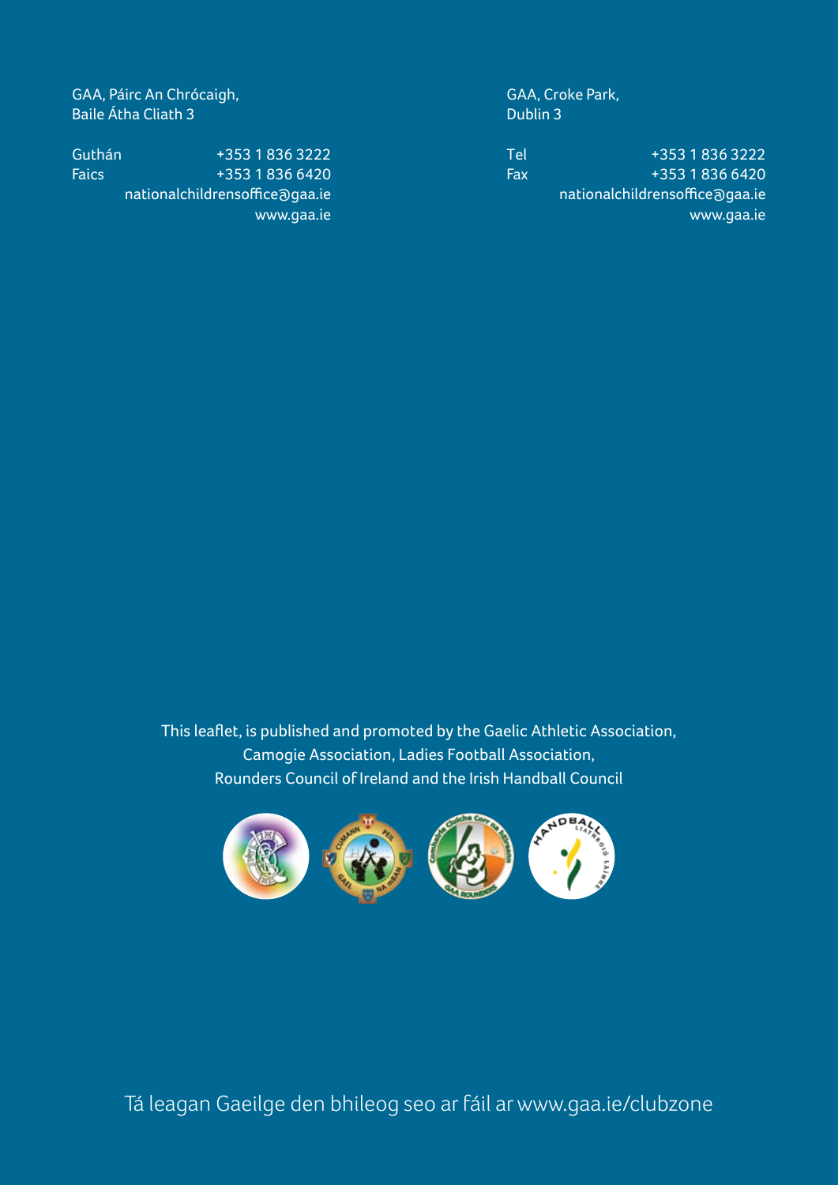GAA, Páirc An Chrócaigh,
Baile Átha Cliath 3

Guthán +353 1 836 3222
Faics +353 1 836 6420
nationalchildrensoffice@gaa.ie
www.gaa.ie

GAA, Croke Park,
Dublin 3

Tel +353 1 836 3222
Fax +353 1 836 6420
nationalchildrensoffice@gaa.ie
www.gaa.ie

This leaflet, is published and promoted by the Gaelic Athletic Association, Camogie Association, Ladies Football Association, Rounders Council of Ireland and the Irish Handball Council

Tá leagan Gaeilge den bhileog seo ar fáil ar www.gaa.ie/clubzone